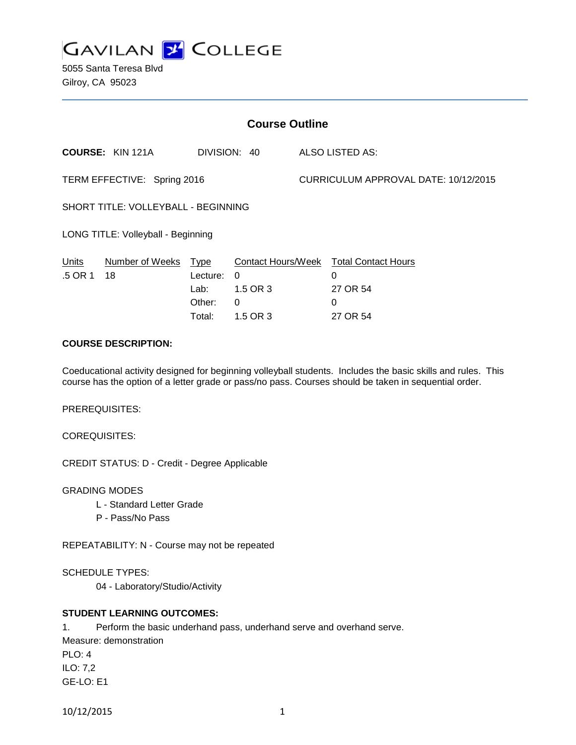# GAVILAN COLLEGE

5055 Santa Teresa Blvd
Gilroy, CA 95023

## Course Outline

**COURSE:** KIN 121A DIVISION: 40 ALSO LISTED AS:

TERM EFFECTIVE: Spring 2016 CURRICULUM APPROVAL DATE: 10/12/2015

SHORT TITLE: VOLLEYBALL - BEGINNING

LONG TITLE: Volleyball - Beginning

| Units | Number of Weeks | Type | Contact Hours/Week | Total Contact Hours |
|---|---|---|---|---|
| .5 OR 1 | 18 | Lecture: | 0 | 0 |
| | | Lab: | 1.5 OR 3 | 27 OR 54 |
| | | Other: | 0 | 0 |
| | | Total: | 1.5 OR 3 | 27 OR 54 |

**COURSE DESCRIPTION:**

Coeducational activity designed for beginning volleyball students. Includes the basic skills and rules. This course has the option of a letter grade or pass/no pass. Courses should be taken in sequential order.

PREREQUISITES:

COREQUISITES:

CREDIT STATUS: D - Credit - Degree Applicable

GRADING MODES
- L - Standard Letter Grade
- P - Pass/No Pass

REPEATABILITY: N - Course may not be repeated

SCHEDULE TYPES:
- 04 - Laboratory/Studio/Activity

**STUDENT LEARNING OUTCOMES:**

1. Perform the basic underhand pass, underhand serve and overhand serve.

Measure: demonstration
PLO: 4
ILO: 7,2
GE-LO: E1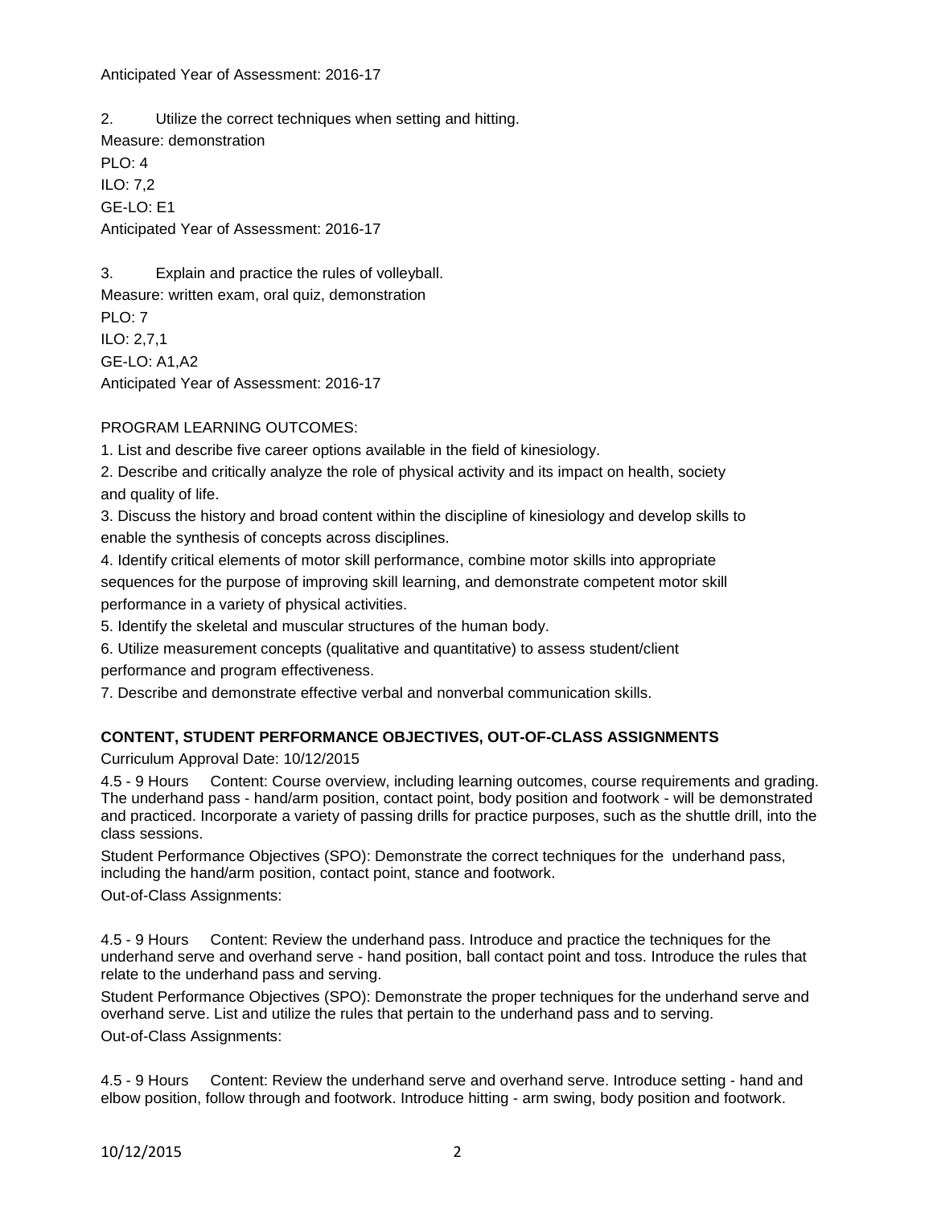Anticipated Year of Assessment: 2016-17

2. Utilize the correct techniques when setting and hitting.
Measure: demonstration
PLO: 4
ILO: 7,2
GE-LO: E1
Anticipated Year of Assessment: 2016-17

3. Explain and practice the rules of volleyball.
Measure: written exam, oral quiz, demonstration
PLO: 7
ILO: 2,7,1
GE-LO: A1,A2
Anticipated Year of Assessment: 2016-17

PROGRAM LEARNING OUTCOMES:

1. List and describe five career options available in the field of kinesiology.
2. Describe and critically analyze the role of physical activity and its impact on health, society and quality of life.
3. Discuss the history and broad content within the discipline of kinesiology and develop skills to enable the synthesis of concepts across disciplines.
4. Identify critical elements of motor skill performance, combine motor skills into appropriate sequences for the purpose of improving skill learning, and demonstrate competent motor skill performance in a variety of physical activities.
5. Identify the skeletal and muscular structures of the human body.
6. Utilize measurement concepts (qualitative and quantitative) to assess student/client performance and program effectiveness.
7. Describe and demonstrate effective verbal and nonverbal communication skills.

**CONTENT, STUDENT PERFORMANCE OBJECTIVES, OUT-OF-CLASS ASSIGNMENTS**

Curriculum Approval Date: 10/12/2015

4.5 - 9 Hours Content: Course overview, including learning outcomes, course requirements and grading. The underhand pass - hand/arm position, contact point, body position and footwork - will be demonstrated and practiced. Incorporate a variety of passing drills for practice purposes, such as the shuttle drill, into the class sessions.

Student Performance Objectives (SPO): Demonstrate the correct techniques for the underhand pass, including the hand/arm position, contact point, stance and footwork.

Out-of-Class Assignments:

4.5 - 9 Hours Content: Review the underhand pass. Introduce and practice the techniques for the underhand serve and overhand serve - hand position, ball contact point and toss. Introduce the rules that relate to the underhand pass and serving.

Student Performance Objectives (SPO): Demonstrate the proper techniques for the underhand serve and overhand serve. List and utilize the rules that pertain to the underhand pass and to serving.

Out-of-Class Assignments:

4.5 - 9 Hours Content: Review the underhand serve and overhand serve. Introduce setting - hand and elbow position, follow through and footwork. Introduce hitting - arm swing, body position and footwork.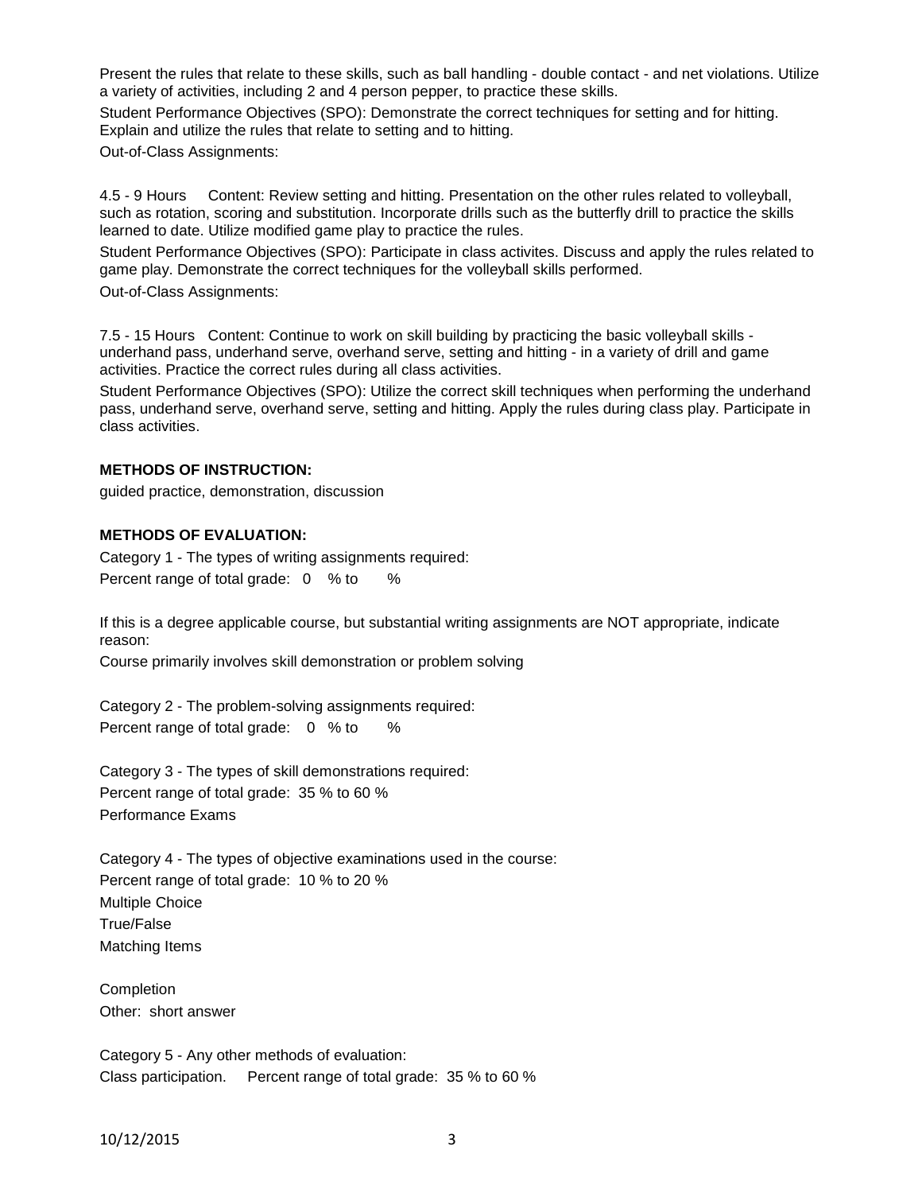Present the rules that relate to these skills, such as ball handling - double contact - and net violations. Utilize a variety of activities, including 2 and 4 person pepper, to practice these skills.

Student Performance Objectives (SPO): Demonstrate the correct techniques for setting and for hitting. Explain and utilize the rules that relate to setting and to hitting.

Out-of-Class Assignments:

4.5 - 9 Hours  Content: Review setting and hitting. Presentation on the other rules related to volleyball, such as rotation, scoring and substitution. Incorporate drills such as the butterfly drill to practice the skills learned to date. Utilize modified game play to practice the rules.

Student Performance Objectives (SPO): Participate in class activites. Discuss and apply the rules related to game play. Demonstrate the correct techniques for the volleyball skills performed.

Out-of-Class Assignments:

7.5 - 15 Hours  Content: Continue to work on skill building by practicing the basic volleyball skills - underhand pass, underhand serve, overhand serve, setting and hitting - in a variety of drill and game activities. Practice the correct rules during all class activities.

Student Performance Objectives (SPO): Utilize the correct skill techniques when performing the underhand pass, underhand serve, overhand serve, setting and hitting. Apply the rules during class play. Participate in class activities.

**METHODS OF INSTRUCTION:**

guided practice, demonstration, discussion

**METHODS OF EVALUATION:**

Category 1 - The types of writing assignments required:
Percent range of total grade: 0 % to %

If this is a degree applicable course, but substantial writing assignments are NOT appropriate, indicate reason:
Course primarily involves skill demonstration or problem solving

Category 2 - The problem-solving assignments required:
Percent range of total grade: 0 % to %

Category 3 - The types of skill demonstrations required:
Percent range of total grade: 35 % to 60 %
Performance Exams

Category 4 - The types of objective examinations used in the course:
Percent range of total grade: 10 % to 20 %
Multiple Choice
True/False
Matching Items

Completion
Other: short answer

Category 5 - Any other methods of evaluation:
Class participation. Percent range of total grade: 35 % to 60 %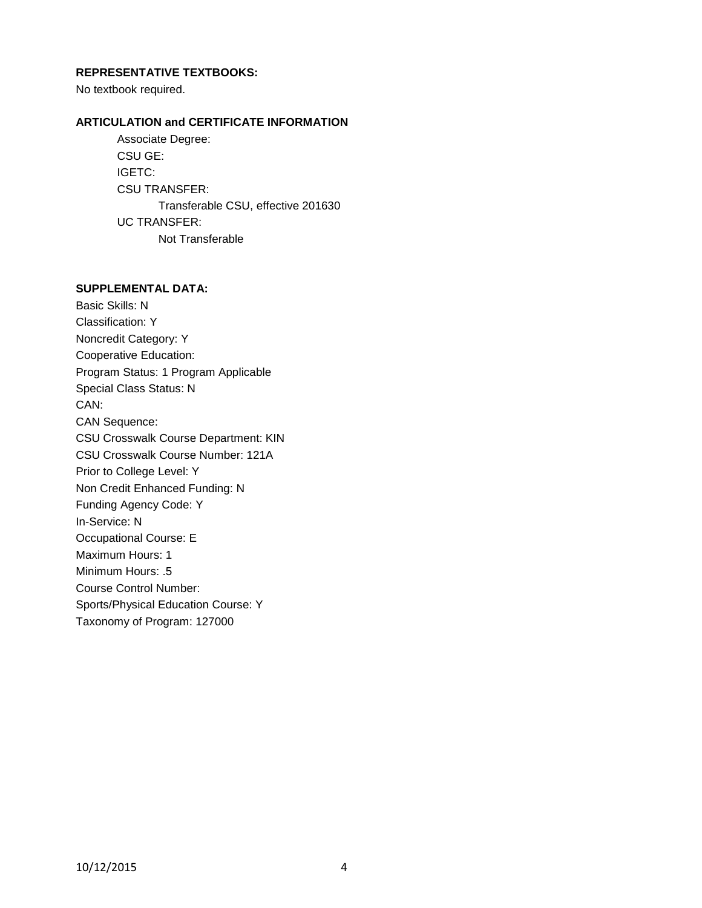**REPRESENTATIVE TEXTBOOKS:**

No textbook required.

**ARTICULATION and CERTIFICATE INFORMATION**

Associate Degree:
CSU GE:
IGETC:
CSU TRANSFER:
Transferable CSU, effective 201630
UC TRANSFER:
Not Transferable

**SUPPLEMENTAL DATA:**

Basic Skills: N
Classification: Y
Noncredit Category: Y
Cooperative Education:
Program Status: 1 Program Applicable
Special Class Status: N
CAN:
CAN Sequence:
CSU Crosswalk Course Department: KIN
CSU Crosswalk Course Number: 121A
Prior to College Level: Y
Non Credit Enhanced Funding: N
Funding Agency Code: Y
In-Service: N
Occupational Course: E
Maximum Hours: 1
Minimum Hours: .5
Course Control Number:
Sports/Physical Education Course: Y
Taxonomy of Program: 127000